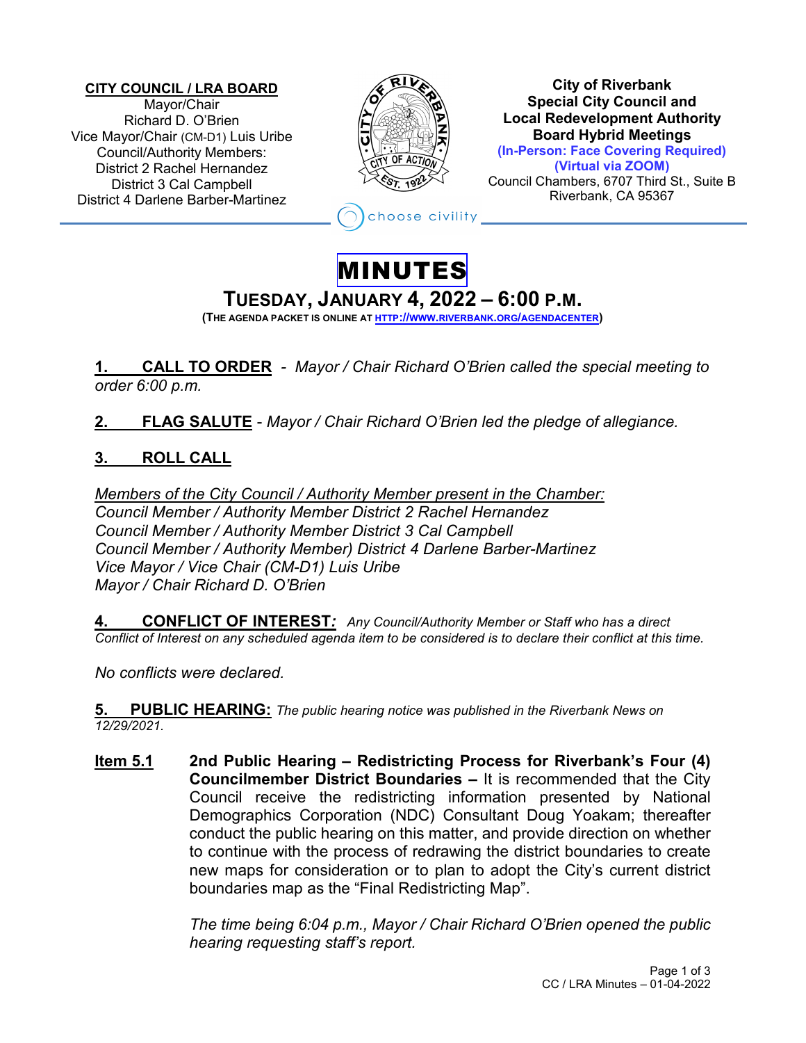**CITY COUNCIL / LRA BOARD**
Mayor/Chair
Richard D. O'Brien
Vice Mayor/Chair (CM-D1) Luis Uribe
Council/Authority Members:
District 2 Rachel Hernandez
District 3 Cal Campbell
District 4 Darlene Barber-Martinez

**City of Riverbank**
**Special City Council and**
**Local Redevelopment Authority**
**Board Hybrid Meetings**
**(In-Person: Face Covering Required)**
**(Virtual via ZOOM)**
Council Chambers, 6707 Third St., Suite B
Riverbank, CA 95367

choose civility

# MINUTES

## TUESDAY, JANUARY 4, 2022 – 6:00 P.M.

**(THE AGENDA PACKET IS ONLINE AT HTTP://WWW.RIVERBANK.ORG/AGENDACENTER)**

**1. CALL TO ORDER** - *Mayor / Chair Richard O'Brien called the special meeting to order 6:00 p.m.*

**2. FLAG SALUTE** - *Mayor / Chair Richard O'Brien led the pledge of allegiance.*

**3. ROLL CALL**

*Members of the City Council / Authority Member present in the Chamber:*
*Council Member / Authority Member District 2 Rachel Hernandez*
*Council Member / Authority Member District 3 Cal Campbell*
*Council Member / Authority Member) District 4 Darlene Barber-Martinez*
*Vice Mayor / Vice Chair (CM-D1) Luis Uribe*
*Mayor / Chair Richard D. O'Brien*

**4. CONFLICT OF INTEREST:** *Any Council/Authority Member or Staff who has a direct Conflict of Interest on any scheduled agenda item to be considered is to declare their conflict at this time.*

*No conflicts were declared.*

**5. PUBLIC HEARING:** *The public hearing notice was published in the Riverbank News on 12/29/2021.*

**Item 5.1** **2nd Public Hearing – Redistricting Process for Riverbank's Four (4) Councilmember District Boundaries –** It is recommended that the City Council receive the redistricting information presented by National Demographics Corporation (NDC) Consultant Doug Yoakam; thereafter conduct the public hearing on this matter, and provide direction on whether to continue with the process of redrawing the district boundaries to create new maps for consideration or to plan to adopt the City's current district boundaries map as the "Final Redistricting Map".

*The time being 6:04 p.m., Mayor / Chair Richard O'Brien opened the public hearing requesting staff's report.*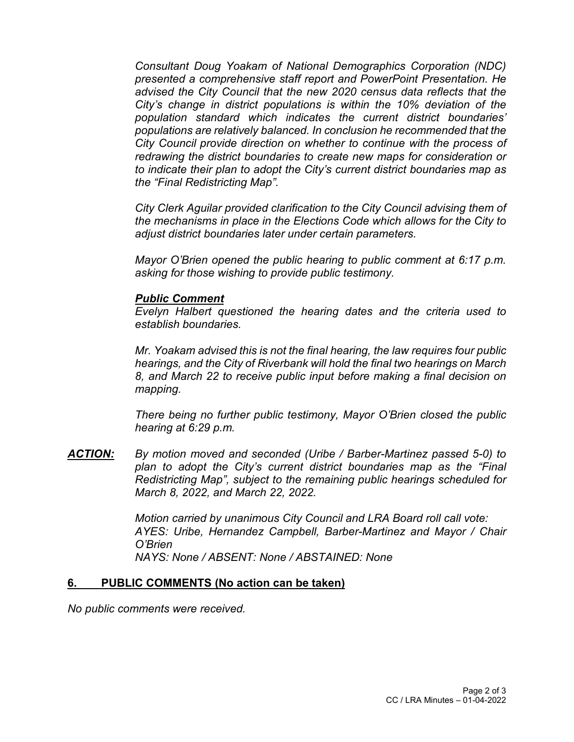*Consultant Doug Yoakam of National Demographics Corporation (NDC) presented a comprehensive staff report and PowerPoint Presentation. He advised the City Council that the new 2020 census data reflects that the City's change in district populations is within the 10% deviation of the population standard which indicates the current district boundaries' populations are relatively balanced. In conclusion he recommended that the City Council provide direction on whether to continue with the process of redrawing the district boundaries to create new maps for consideration or to indicate their plan to adopt the City's current district boundaries map as the "Final Redistricting Map".*

*City Clerk Aguilar provided clarification to the City Council advising them of the mechanisms in place in the Elections Code which allows for the City to adjust district boundaries later under certain parameters.*

*Mayor O'Brien opened the public hearing to public comment at 6:17 p.m. asking for those wishing to provide public testimony.*

***Public Comment***

*Evelyn Halbert questioned the hearing dates and the criteria used to establish boundaries.*

*Mr. Yoakam advised this is not the final hearing, the law requires four public hearings, and the City of Riverbank will hold the final two hearings on March 8, and March 22 to receive public input before making a final decision on mapping.*

*There being no further public testimony, Mayor O'Brien closed the public hearing at 6:29 p.m.*

***ACTION:*** *By motion moved and seconded (Uribe / Barber-Martinez passed 5-0) to plan to adopt the City's current district boundaries map as the "Final Redistricting Map", subject to the remaining public hearings scheduled for March 8, 2022, and March 22, 2022.*

*Motion carried by unanimous City Council and LRA Board roll call vote:*
*AYES: Uribe, Hernandez Campbell, Barber-Martinez and Mayor / Chair O'Brien*
*NAYS: None / ABSENT: None / ABSTAINED: None*

## 6. PUBLIC COMMENTS (No action can be taken)

*No public comments were received.*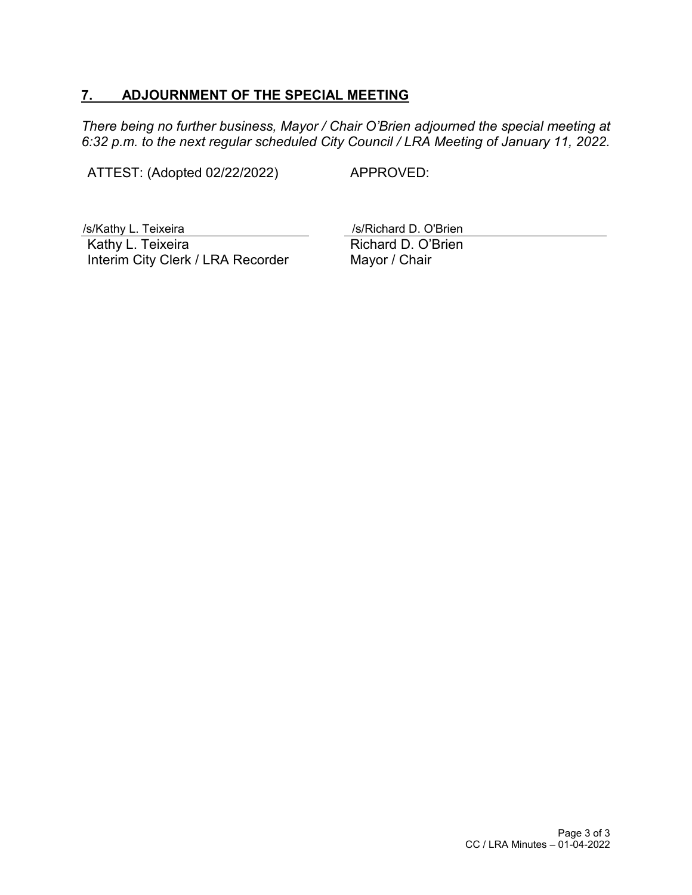## 7. ADJOURNMENT OF THE SPECIAL MEETING

*There being no further business, Mayor / Chair O'Brien adjourned the special meeting at 6:32 p.m. to the next regular scheduled City Council / LRA Meeting of January 11, 2022.*

ATTEST: (Adopted 02/22/2022)

/s/Kathy L. Teixeira
Kathy L. Teixeira
Interim City Clerk / LRA Recorder

APPROVED:

/s/Richard D. O'Brien
Richard D. O'Brien
Mayor / Chair